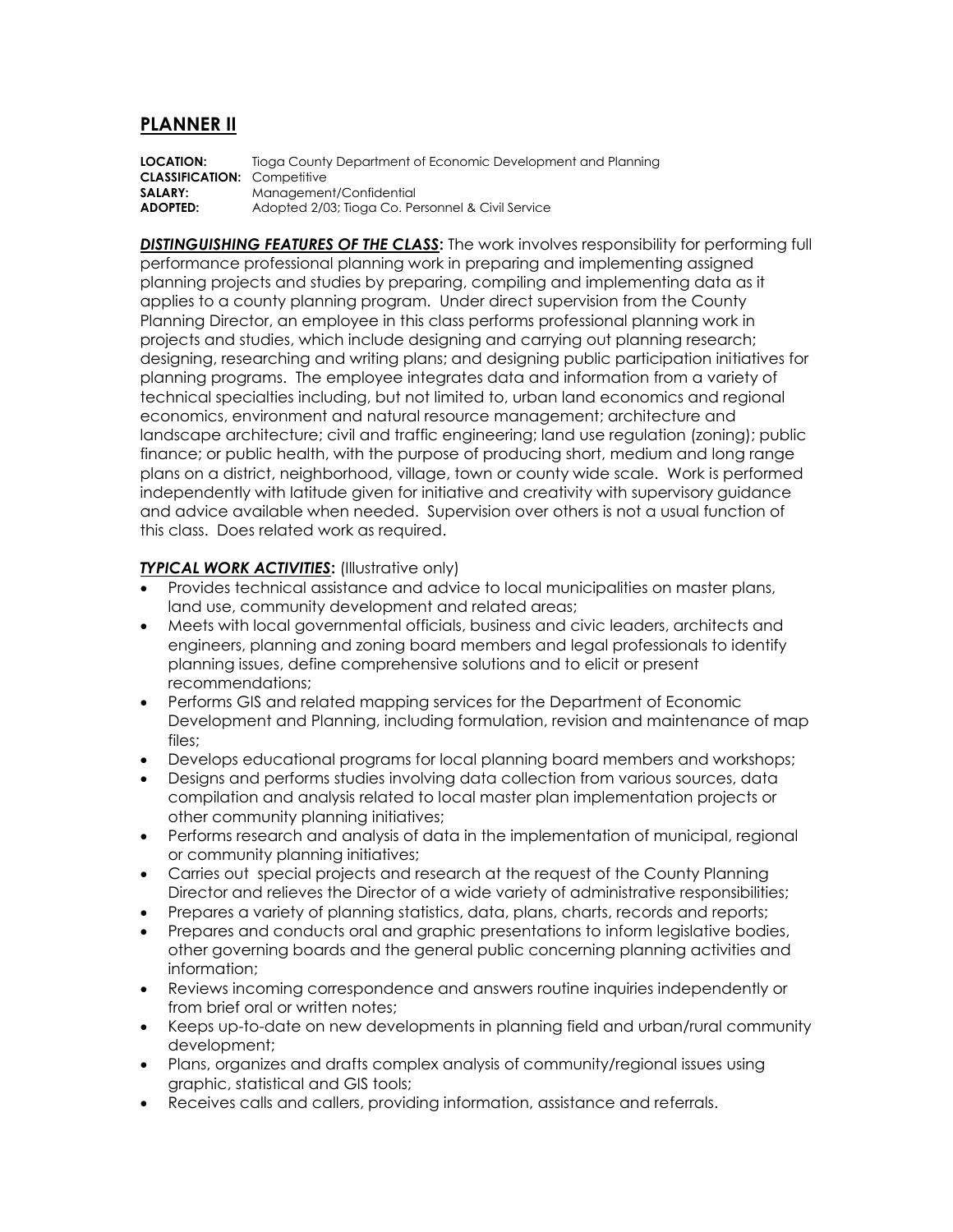## PLANNER II

**LOCATION:** Tioga County Department of Economic Development and Planning
**CLASSIFICATION:** Competitive
**SALARY:** Management/Confidential
**ADOPTED:** Adopted 2/03; Tioga Co. Personnel & Civil Service

***DISTINGUISHING FEATURES OF THE CLASS*:** The work involves responsibility for performing full performance professional planning work in preparing and implementing assigned planning projects and studies by preparing, compiling and implementing data as it applies to a county planning program. Under direct supervision from the County Planning Director, an employee in this class performs professional planning work in projects and studies, which include designing and carrying out planning research; designing, researching and writing plans; and designing public participation initiatives for planning programs. The employee integrates data and information from a variety of technical specialties including, but not limited to, urban land economics and regional economics, environment and natural resource management; architecture and landscape architecture; civil and traffic engineering; land use regulation (zoning); public finance; or public health, with the purpose of producing short, medium and long range plans on a district, neighborhood, village, town or county wide scale. Work is performed independently with latitude given for initiative and creativity with supervisory guidance and advice available when needed. Supervision over others is not a usual function of this class. Does related work as required.

***TYPICAL WORK ACTIVITIES*:** (Illustrative only)

- Provides technical assistance and advice to local municipalities on master plans, land use, community development and related areas;
- Meets with local governmental officials, business and civic leaders, architects and engineers, planning and zoning board members and legal professionals to identify planning issues, define comprehensive solutions and to elicit or present recommendations;
- Performs GIS and related mapping services for the Department of Economic Development and Planning, including formulation, revision and maintenance of map files;
- Develops educational programs for local planning board members and workshops;
- Designs and performs studies involving data collection from various sources, data compilation and analysis related to local master plan implementation projects or other community planning initiatives;
- Performs research and analysis of data in the implementation of municipal, regional or community planning initiatives;
- Carries out special projects and research at the request of the County Planning Director and relieves the Director of a wide variety of administrative responsibilities;
- Prepares a variety of planning statistics, data, plans, charts, records and reports;
- Prepares and conducts oral and graphic presentations to inform legislative bodies, other governing boards and the general public concerning planning activities and information;
- Reviews incoming correspondence and answers routine inquiries independently or from brief oral or written notes;
- Keeps up-to-date on new developments in planning field and urban/rural community development;
- Plans, organizes and drafts complex analysis of community/regional issues using graphic, statistical and GIS tools;
- Receives calls and callers, providing information, assistance and referrals.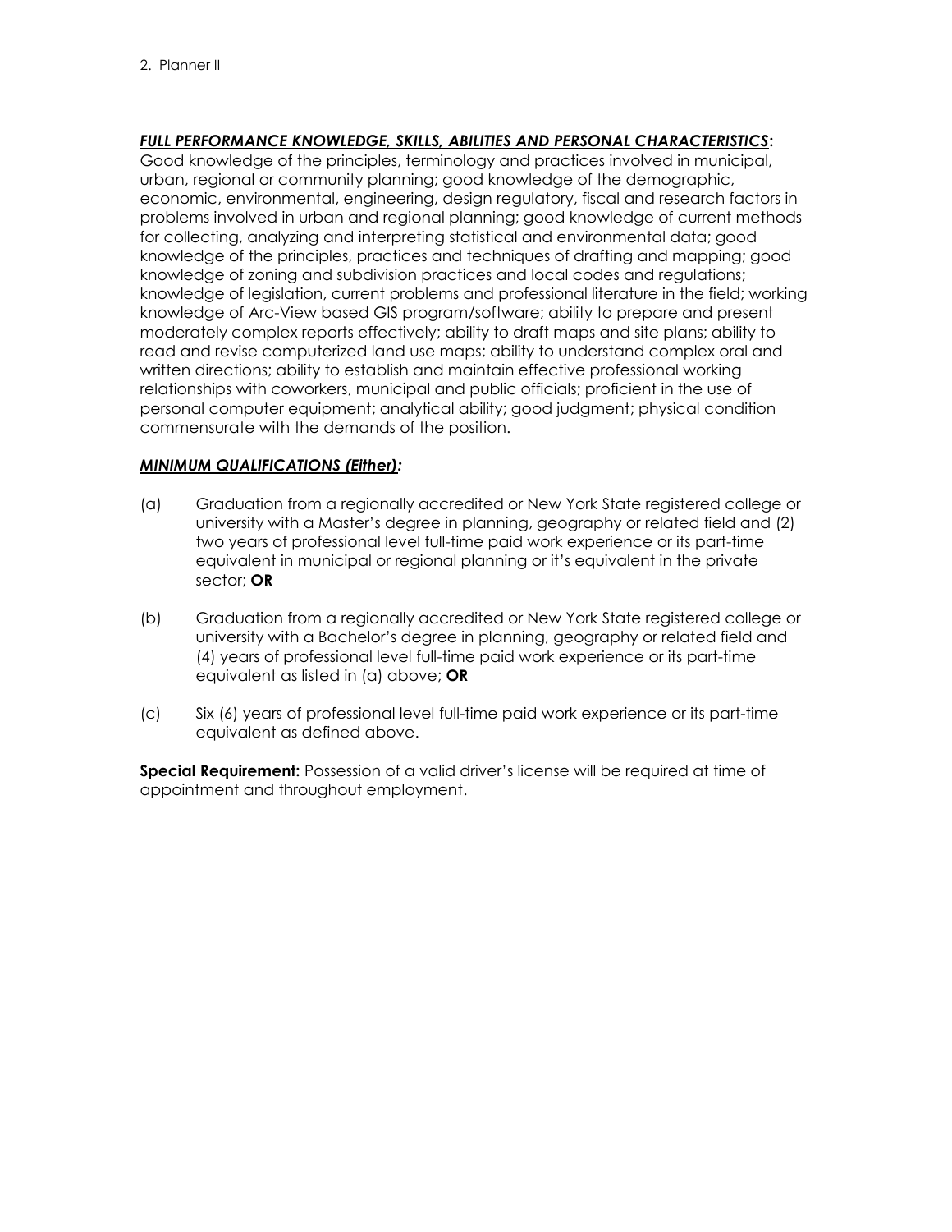2. Planner II

***FULL PERFORMANCE KNOWLEDGE, SKILLS, ABILITIES AND PERSONAL CHARACTERISTICS*:**
Good knowledge of the principles, terminology and practices involved in municipal, urban, regional or community planning; good knowledge of the demographic, economic, environmental, engineering, design regulatory, fiscal and research factors in problems involved in urban and regional planning; good knowledge of current methods for collecting, analyzing and interpreting statistical and environmental data; good knowledge of the principles, practices and techniques of drafting and mapping; good knowledge of zoning and subdivision practices and local codes and regulations; knowledge of legislation, current problems and professional literature in the field; working knowledge of Arc-View based GIS program/software; ability to prepare and present moderately complex reports effectively; ability to draft maps and site plans; ability to read and revise computerized land use maps; ability to understand complex oral and written directions; ability to establish and maintain effective professional working relationships with coworkers, municipal and public officials; proficient in the use of personal computer equipment; analytical ability; good judgment; physical condition commensurate with the demands of the position.

***MINIMUM QUALIFICATIONS (Either):***

(a) Graduation from a regionally accredited or New York State registered college or university with a Master's degree in planning, geography or related field and (2) two years of professional level full-time paid work experience or its part-time equivalent in municipal or regional planning or it's equivalent in the private sector; **OR**

(b) Graduation from a regionally accredited or New York State registered college or university with a Bachelor's degree in planning, geography or related field and (4) years of professional level full-time paid work experience or its part-time equivalent as listed in (a) above; **OR**

(c) Six (6) years of professional level full-time paid work experience or its part-time equivalent as defined above.

**Special Requirement:** Possession of a valid driver's license will be required at time of appointment and throughout employment.